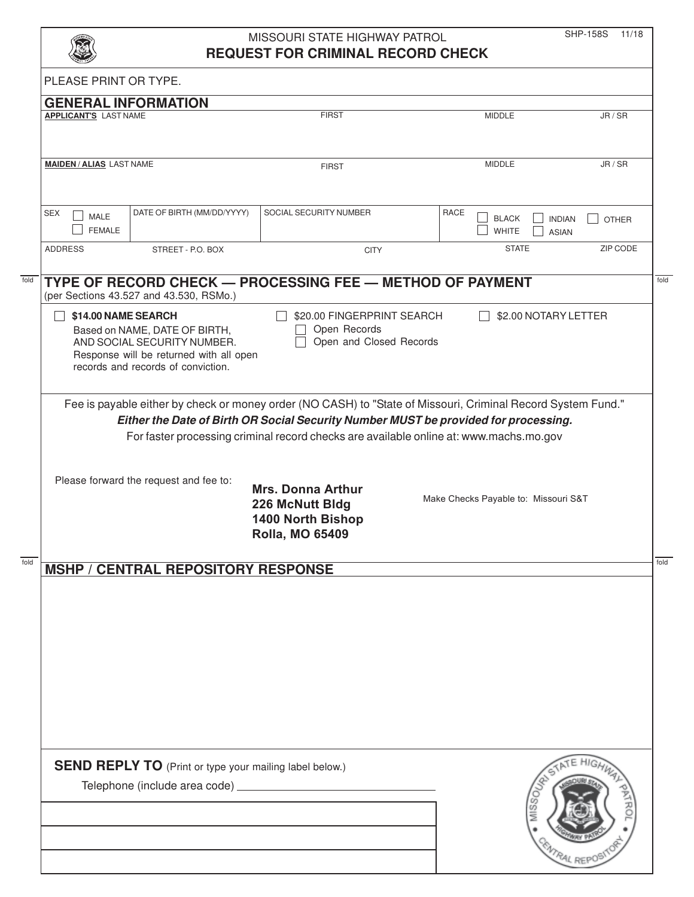MISSOURI STATE HIGHWAY PATROL

# REQUEST FOR CRIMINAL RECORD CHECK

SHP-158S 11/18

PLEASE PRINT OR TYPE.

## GENERAL INFORMATION

| **APPLICANT'S** LAST NAME | FIRST | MIDDLE | JR / SR |
|---|---|---|---|
| | | | |

| **MAIDEN / ALIAS** LAST NAME | FIRST | MIDDLE | JR / SR |
|---|---|---|---|
| | | | |

| SEX | DATE OF BIRTH (MM/DD/YYYY) | SOCIAL SECURITY NUMBER | RACE |
|---|---|---|---|
| ☐ MALE ☐ FEMALE | | | ☐ BLACK ☐ WHITE ☐ INDIAN ☐ ASIAN ☐ OTHER |

| ADDRESS | STREET - P.O. BOX | CITY | STATE | ZIP CODE |
|---|---|---|---|---|
| | | | | |

## TYPE OF RECORD CHECK — PROCESSING FEE — METHOD OF PAYMENT

(per Sections 43.527 and 43.530, RSMo.)

☐ **$14.00 NAME SEARCH**
Based on NAME, DATE OF BIRTH, AND SOCIAL SECURITY NUMBER. Response will be returned with all open records and records of conviction.

☐ $20.00 FINGERPRINT SEARCH
- ☐ Open Records
- ☐ Open and Closed Records

☐ $2.00 NOTARY LETTER

Fee is payable either by check or money order (NO CASH) to "State of Missouri, Criminal Record System Fund."

***Either the Date of Birth OR Social Security Number MUST be provided for processing.***

For faster processing criminal record checks are available online at: www.machs.mo.gov

Please forward the request and fee to:

**Mrs. Donna Arthur**
**226 McNutt Bldg**
**1400 North Bishop**
**Rolla, MO 65409**

Make Checks Payable to: Missouri S&T

## MSHP / CENTRAL REPOSITORY RESPONSE

**SEND REPLY TO** (Print or type your mailing label below.)

Telephone (include area code) ______________________________

MISSOURI STATE HIGHWAY PATROL CENTRAL REPOSITORY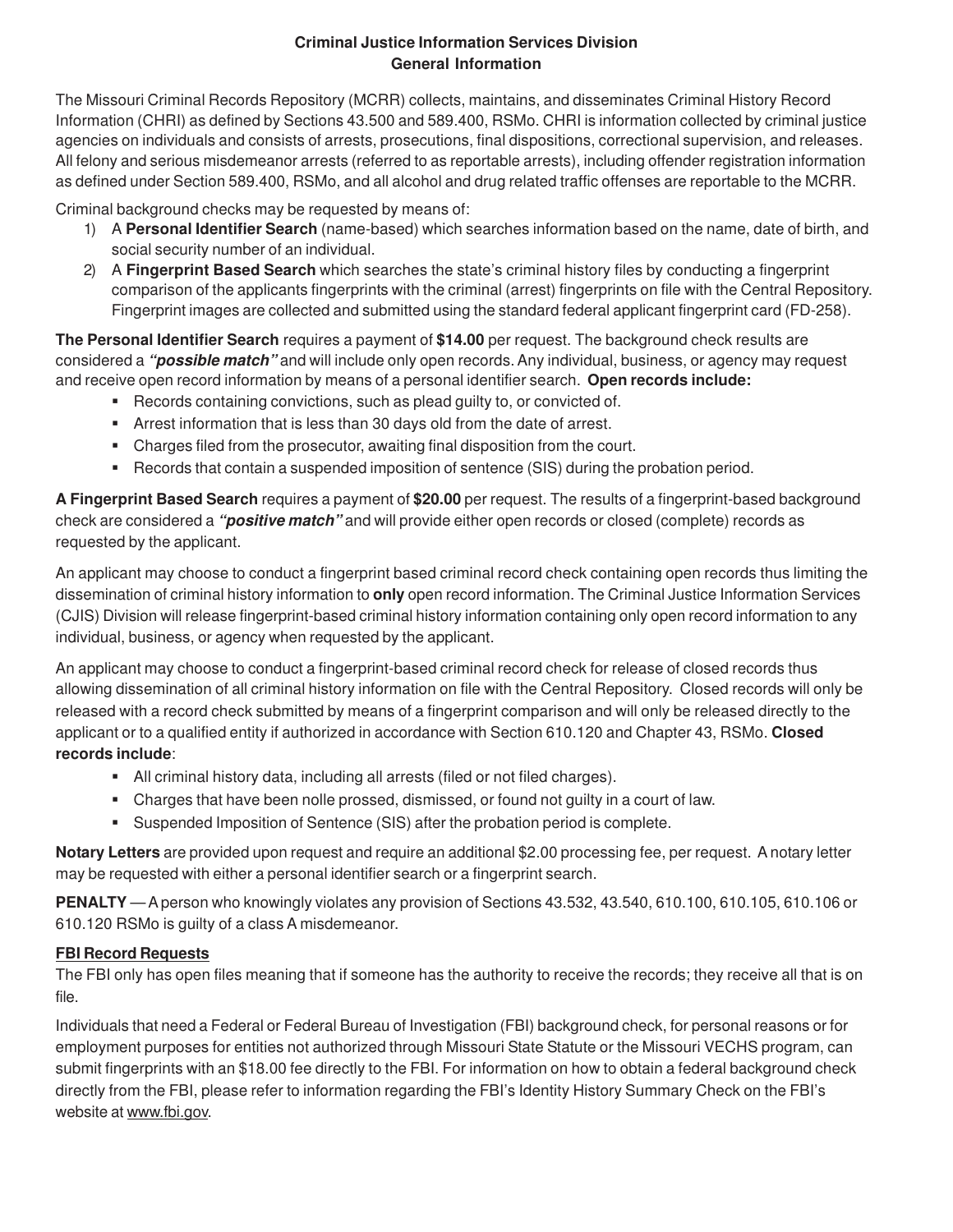## Criminal Justice Information Services Division
## General Information

The Missouri Criminal Records Repository (MCRR) collects, maintains, and disseminates Criminal History Record Information (CHRI) as defined by Sections 43.500 and 589.400, RSMo. CHRI is information collected by criminal justice agencies on individuals and consists of arrests, prosecutions, final dispositions, correctional supervision, and releases. All felony and serious misdemeanor arrests (referred to as reportable arrests), including offender registration information as defined under Section 589.400, RSMo, and all alcohol and drug related traffic offenses are reportable to the MCRR.

Criminal background checks may be requested by means of:

1) A **Personal Identifier Search** (name-based) which searches information based on the name, date of birth, and social security number of an individual.
2) A **Fingerprint Based Search** which searches the state's criminal history files by conducting a fingerprint comparison of the applicants fingerprints with the criminal (arrest) fingerprints on file with the Central Repository. Fingerprint images are collected and submitted using the standard federal applicant fingerprint card (FD-258).

**The Personal Identifier Search** requires a payment of **$14.00** per request. The background check results are considered a ***"possible match"*** and will include only open records. Any individual, business, or agency may request and receive open record information by means of a personal identifier search. **Open records include:**

- Records containing convictions, such as plead guilty to, or convicted of.
- Arrest information that is less than 30 days old from the date of arrest.
- Charges filed from the prosecutor, awaiting final disposition from the court.
- Records that contain a suspended imposition of sentence (SIS) during the probation period.

**A Fingerprint Based Search** requires a payment of **$20.00** per request. The results of a fingerprint-based background check are considered a ***"positive match"*** and will provide either open records or closed (complete) records as requested by the applicant.

An applicant may choose to conduct a fingerprint based criminal record check containing open records thus limiting the dissemination of criminal history information to **only** open record information. The Criminal Justice Information Services (CJIS) Division will release fingerprint-based criminal history information containing only open record information to any individual, business, or agency when requested by the applicant.

An applicant may choose to conduct a fingerprint-based criminal record check for release of closed records thus allowing dissemination of all criminal history information on file with the Central Repository. Closed records will only be released with a record check submitted by means of a fingerprint comparison and will only be released directly to the applicant or to a qualified entity if authorized in accordance with Section 610.120 and Chapter 43, RSMo. **Closed records include**:

- All criminal history data, including all arrests (filed or not filed charges).
- Charges that have been nolle prossed, dismissed, or found not guilty in a court of law.
- Suspended Imposition of Sentence (SIS) after the probation period is complete.

**Notary Letters** are provided upon request and require an additional $2.00 processing fee, per request. A notary letter may be requested with either a personal identifier search or a fingerprint search.

**PENALTY** — A person who knowingly violates any provision of Sections 43.532, 43.540, 610.100, 610.105, 610.106 or 610.120 RSMo is guilty of a class A misdemeanor.

**FBI Record Requests**

The FBI only has open files meaning that if someone has the authority to receive the records; they receive all that is on file.

Individuals that need a Federal or Federal Bureau of Investigation (FBI) background check, for personal reasons or for employment purposes for entities not authorized through Missouri State Statute or the Missouri VECHS program, can submit fingerprints with an $18.00 fee directly to the FBI. For information on how to obtain a federal background check directly from the FBI, please refer to information regarding the FBI's Identity History Summary Check on the FBI's website at www.fbi.gov.